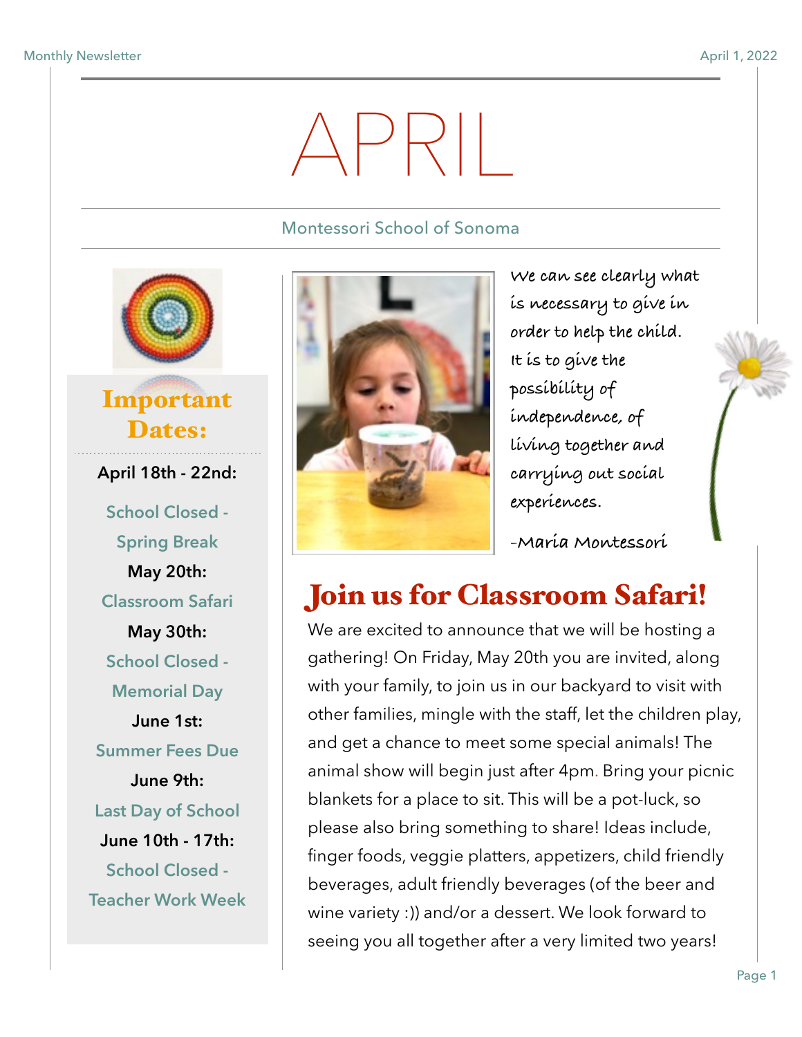# APRIL

Montessori School of Sonoma

## Important Dates:

**April 18th - 22nd:**
School Closed - Spring Break

**May 20th:**
Classroom Safari

**May 30th:**
School Closed - Memorial Day

**June 1st:**
Summer Fees Due

**June 9th:**
Last Day of School

**June 10th - 17th:**
School Closed - Teacher Work Week

*We can see clearly what is necessary to give in order to help the child. It is to give the possibility of independence, of living together and carrying out social experiences.*

*-Maria Montessori*

## Join us for Classroom Safari!

We are excited to announce that we will be hosting a gathering! On Friday, May 20th you are invited, along with your family, to join us in our backyard to visit with other families, mingle with the staff, let the children play, and get a chance to meet some special animals! The animal show will begin just after 4pm. Bring your picnic blankets for a place to sit. This will be a pot-luck, so please also bring something to share! Ideas include, finger foods, veggie platters, appetizers, child friendly beverages, adult friendly beverages (of the beer and wine variety :)) and/or a dessert. We look forward to seeing you all together after a very limited two years!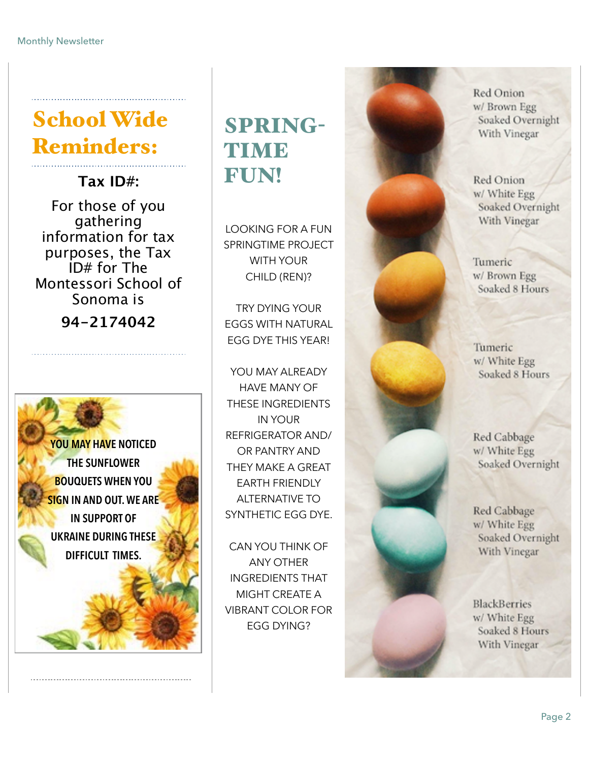## School Wide Reminders:

**Tax ID#:**

For those of you gathering information for tax purposes, the Tax ID# for The Montessori School of Sonoma is

**94-2174042**

**YOU MAY HAVE NOTICED THE SUNFLOWER BOUQUETS WHEN YOU SIGN IN AND OUT. WE ARE IN SUPPORT OF UKRAINE DURING THESE DIFFICULT TIMES.**

## SPRING-TIME FUN!

LOOKING FOR A FUN SPRINGTIME PROJECT WITH YOUR CHILD (REN)?

TRY DYING YOUR EGGS WITH NATURAL EGG DYE THIS YEAR!

YOU MAY ALREADY HAVE MANY OF THESE INGREDIENTS IN YOUR REFRIGERATOR AND/ OR PANTRY AND THEY MAKE A GREAT EARTH FRIENDLY ALTERNATIVE TO SYNTHETIC EGG DYE.

CAN YOU THINK OF ANY OTHER INGREDIENTS THAT MIGHT CREATE A VIBRANT COLOR FOR EGG DYING?

Red Onion w/ Brown Egg Soaked Overnight With Vinegar

Red Onion w/ White Egg Soaked Overnight With Vinegar

Tumeric w/ Brown Egg Soaked 8 Hours

Tumeric w/ White Egg Soaked 8 Hours

Red Cabbage w/ White Egg Soaked Overnight

Red Cabbage w/ White Egg Soaked Overnight With Vinegar

BlackBerries w/ White Egg Soaked 8 Hours With Vinegar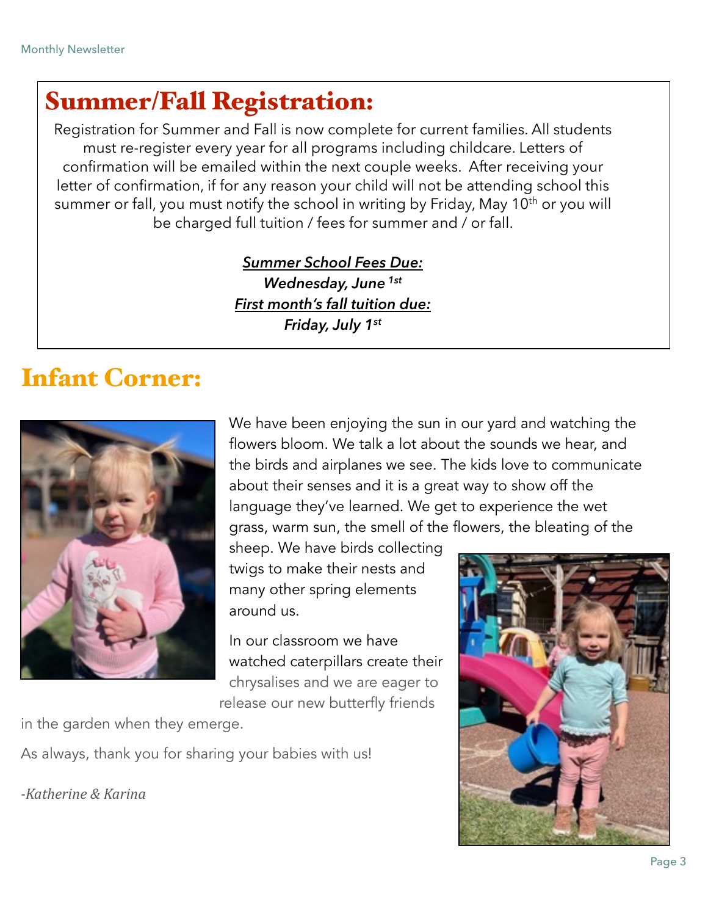## Summer/Fall Registration:

Registration for Summer and Fall is now complete for current families. All students must re-register every year for all programs including childcare. Letters of confirmation will be emailed within the next couple weeks. After receiving your letter of confirmation, if for any reason your child will not be attending school this summer or fall, you must notify the school in writing by Friday, May 10th or you will be charged full tuition / fees for summer and / or fall.

***Summer School Fees Due:***
***Wednesday, June 1st***
***First month's fall tuition due:***
***Friday, July 1st***

## Infant Corner:

We have been enjoying the sun in our yard and watching the flowers bloom. We talk a lot about the sounds we hear, and the birds and airplanes we see. The kids love to communicate about their senses and it is a great way to show off the language they've learned. We get to experience the wet grass, warm sun, the smell of the flowers, the bleating of the sheep. We have birds collecting twigs to make their nests and many other spring elements around us.

In our classroom we have watched caterpillars create their chrysalises and we are eager to release our new butterfly friends in the garden when they emerge.

As always, thank you for sharing your babies with us!

*-Katherine & Karina*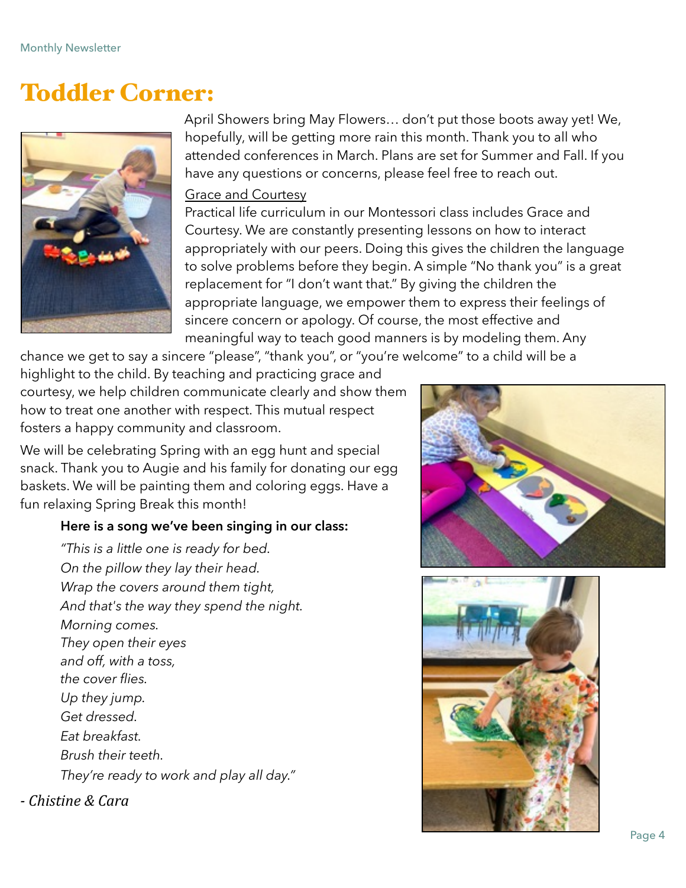# Toddler Corner:

April Showers bring May Flowers… don't put those boots away yet! We, hopefully, will be getting more rain this month. Thank you to all who attended conferences in March. Plans are set for Summer and Fall. If you have any questions or concerns, please feel free to reach out.

Grace and Courtesy

Practical life curriculum in our Montessori class includes Grace and Courtesy. We are constantly presenting lessons on how to interact appropriately with our peers. Doing this gives the children the language to solve problems before they begin. A simple "No thank you" is a great replacement for "I don't want that." By giving the children the appropriate language, we empower them to express their feelings of sincere concern or apology. Of course, the most effective and meaningful way to teach good manners is by modeling them. Any chance we get to say a sincere "please", "thank you", or "you're welcome" to a child will be a highlight to the child. By teaching and practicing grace and courtesy, we help children communicate clearly and show them how to treat one another with respect. This mutual respect fosters a happy community and classroom.

We will be celebrating Spring with an egg hunt and special snack. Thank you to Augie and his family for donating our egg baskets. We will be painting them and coloring eggs. Have a fun relaxing Spring Break this month!

**Here is a song we've been singing in our class:**

*"This is a little one is ready for bed.*
*On the pillow they lay their head.*
*Wrap the covers around them tight,*
*And that's the way they spend the night.*
*Morning comes.*
*They open their eyes*
*and off, with a toss,*
*the cover flies.*
*Up they jump.*
*Get dressed.*
*Eat breakfast.*
*Brush their teeth.*
*They're ready to work and play all day."*

*- Chistine & Cara*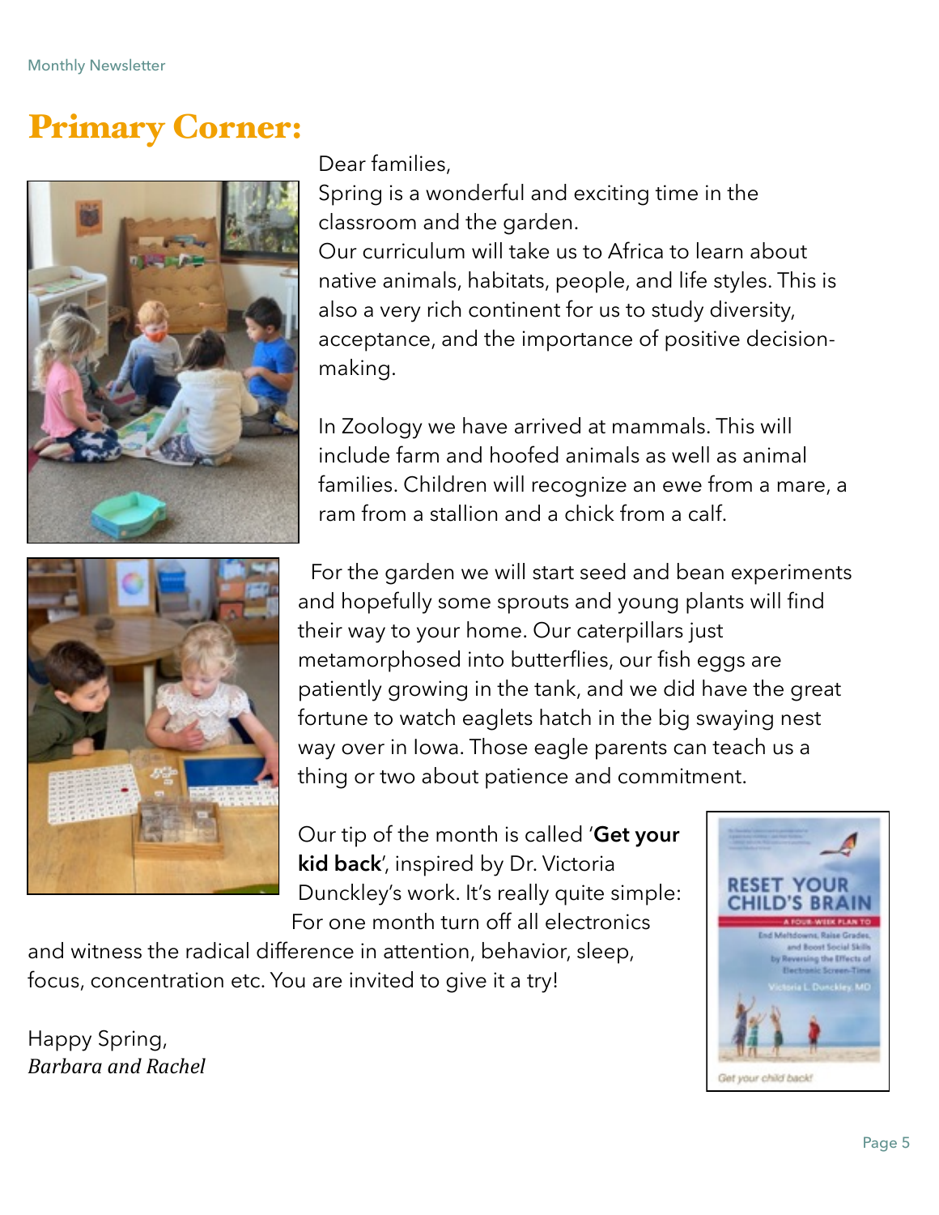# Primary Corner:

Dear families,

Spring is a wonderful and exciting time in the classroom and the garden.

Our curriculum will take us to Africa to learn about native animals, habitats, people, and life styles. This is also a very rich continent for us to study diversity, acceptance, and the importance of positive decision-making.

In Zoology we have arrived at mammals. This will include farm and hoofed animals as well as animal families. Children will recognize an ewe from a mare, a ram from a stallion and a chick from a calf.

For the garden we will start seed and bean experiments and hopefully some sprouts and young plants will find their way to your home. Our caterpillars just metamorphosed into butterflies, our fish eggs are patiently growing in the tank, and we did have the great fortune to watch eaglets hatch in the big swaying nest way over in Iowa. Those eagle parents can teach us a thing or two about patience and commitment.

Our tip of the month is called '**Get your kid back**', inspired by Dr. Victoria Dunckley's work. It's really quite simple: For one month turn off all electronics and witness the radical difference in attention, behavior, sleep, focus, concentration etc. You are invited to give it a try!

Happy Spring,
*Barbara and Rachel*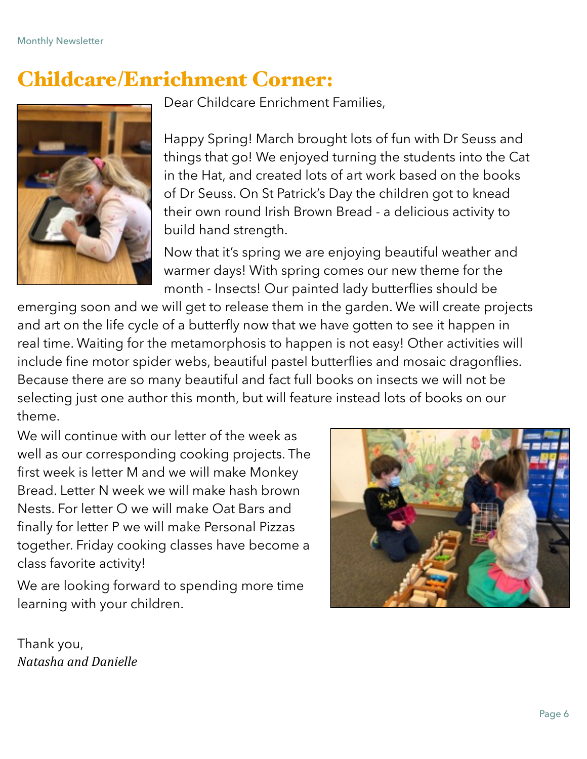# Childcare/Enrichment Corner:

Dear Childcare Enrichment Families,

Happy Spring! March brought lots of fun with Dr Seuss and things that go! We enjoyed turning the students into the Cat in the Hat, and created lots of art work based on the books of Dr Seuss. On St Patrick's Day the children got to knead their own round Irish Brown Bread - a delicious activity to build hand strength.

Now that it's spring we are enjoying beautiful weather and warmer days! With spring comes our new theme for the month - Insects! Our painted lady butterflies should be emerging soon and we will get to release them in the garden. We will create projects and art on the life cycle of a butterfly now that we have gotten to see it happen in real time. Waiting for the metamorphosis to happen is not easy! Other activities will include fine motor spider webs, beautiful pastel butterflies and mosaic dragonflies. Because there are so many beautiful and fact full books on insects we will not be selecting just one author this month, but will feature instead lots of books on our theme.

We will continue with our letter of the week as well as our corresponding cooking projects. The first week is letter M and we will make Monkey Bread. Letter N week we will make hash brown Nests. For letter O we will make Oat Bars and finally for letter P we will make Personal Pizzas together. Friday cooking classes have become a class favorite activity!

We are looking forward to spending more time learning with your children.

Thank you,
*Natasha and Danielle*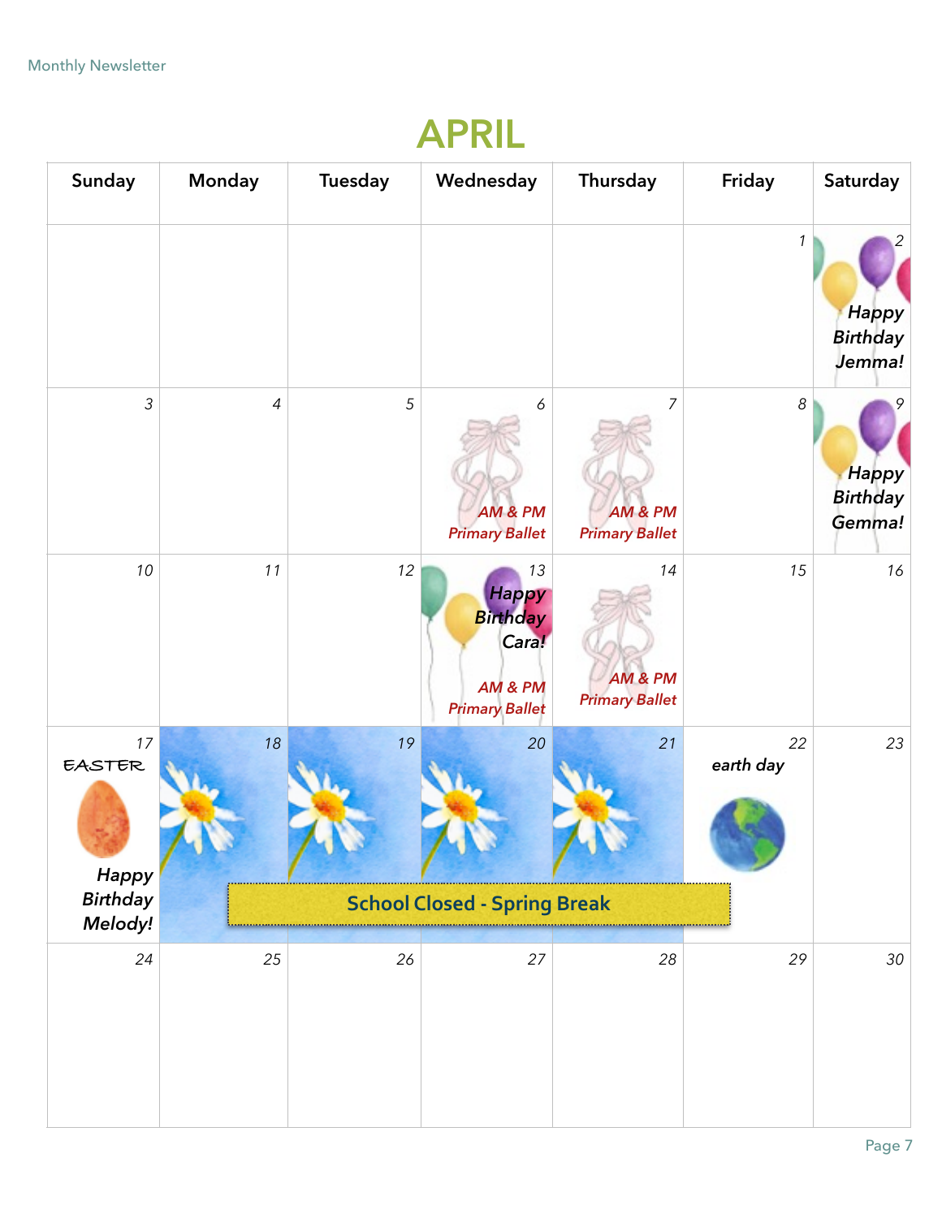# APRIL

| Sunday | Monday | Tuesday | Wednesday | Thursday | Friday | Saturday |
|---|---|---|---|---|---|---|
| | | | | | 1 | 2 *Happy Birthday Jemma!* |
| 3 | 4 | 5 | 6 *AM & PM Primary Ballet* | 7 *AM & PM Primary Ballet* | 8 | 9 *Happy Birthday Gemma!* |
| 10 | 11 | 12 | 13 *Happy Birthday Cara!* *AM & PM Primary Ballet* | 14 *AM & PM Primary Ballet* | 15 | 16 |
| 17 EASTER *Happy Birthday Melody!* | 18 School Closed - Spring Break | 19 School Closed - Spring Break | 20 School Closed - Spring Break | 21 School Closed - Spring Break | 22 *earth day* | 23 |
| 24 | 25 | 26 | 27 | 28 | 29 | 30 |